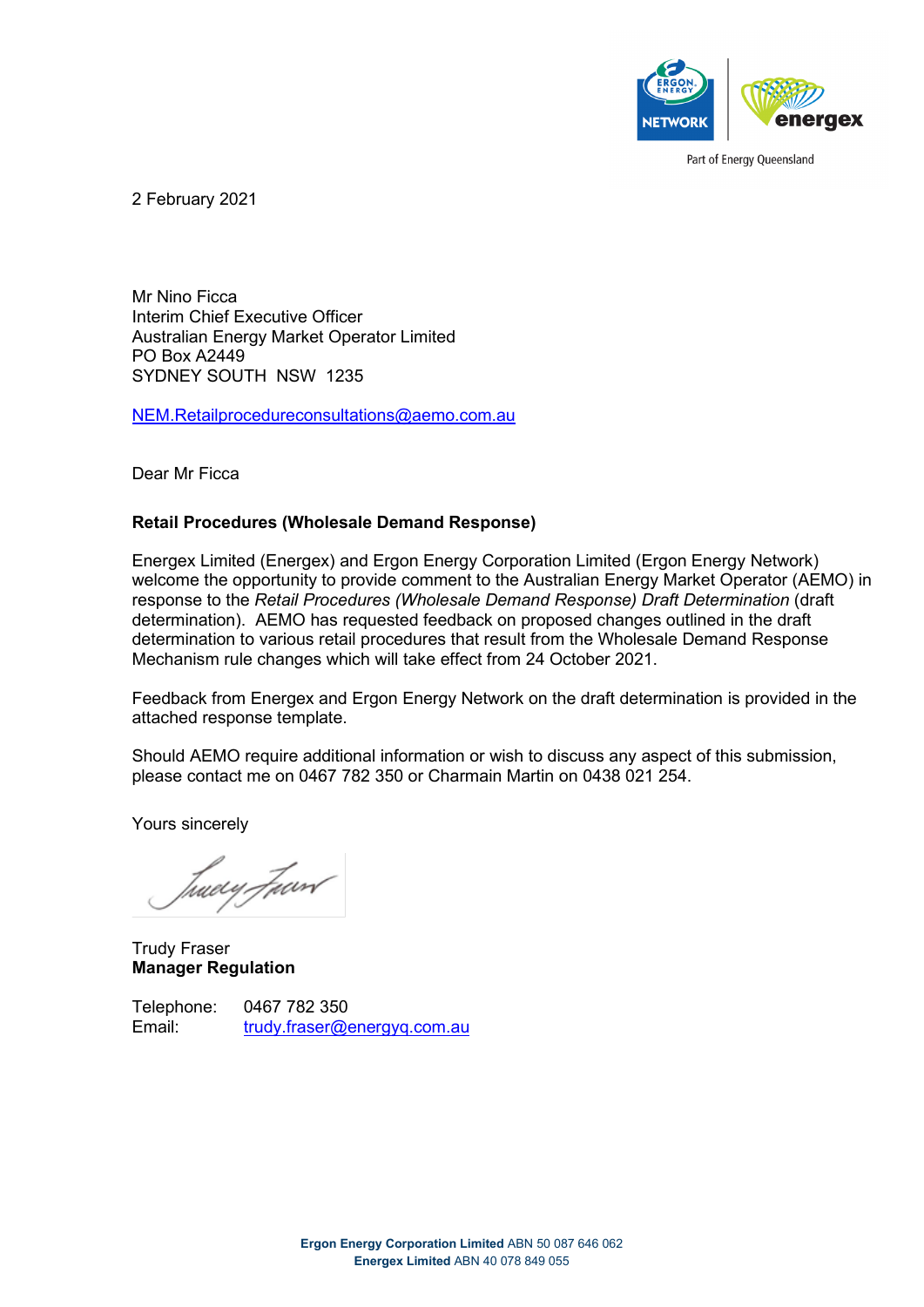2 February 2021

Mr Nino Ficca
Interim Chief Executive Officer
Australian Energy Market Operator Limited
PO Box A2449
SYDNEY SOUTH NSW 1235

NEM.Retailprocedureconsultations@aemo.com.au

Dear Mr Ficca

**Retail Procedures (Wholesale Demand Response)**

Energex Limited (Energex) and Ergon Energy Corporation Limited (Ergon Energy Network) welcome the opportunity to provide comment to the Australian Energy Market Operator (AEMO) in response to the *Retail Procedures (Wholesale Demand Response) Draft Determination* (draft determination). AEMO has requested feedback on proposed changes outlined in the draft determination to various retail procedures that result from the Wholesale Demand Response Mechanism rule changes which will take effect from 24 October 2021.

Feedback from Energex and Ergon Energy Network on the draft determination is provided in the attached response template.

Should AEMO require additional information or wish to discuss any aspect of this submission, please contact me on 0467 782 350 or Charmain Martin on 0438 021 254.

Yours sincerely

Trudy Fraser
**Manager Regulation**

Telephone: 0467 782 350
Email: trudy.fraser@energyq.com.au

**Ergon Energy Corporation Limited** ABN 50 087 646 062
**Energex Limited** ABN 40 078 849 055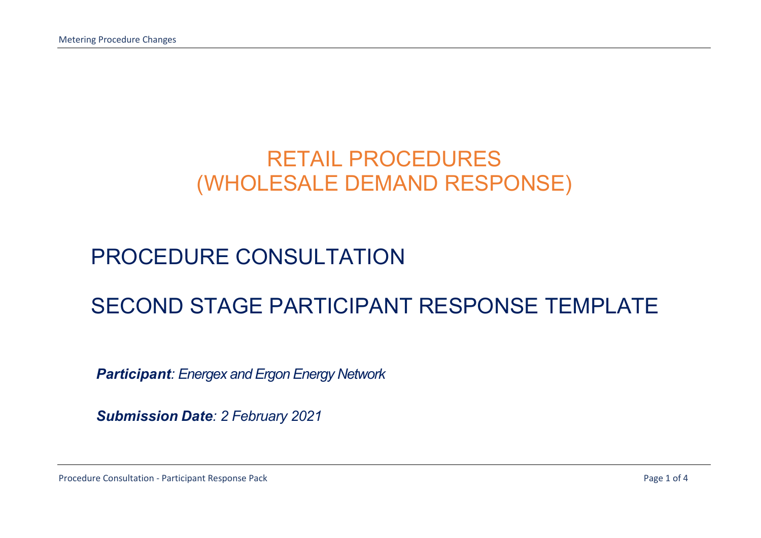# RETAIL PROCEDURES (WHOLESALE DEMAND RESPONSE)

# PROCEDURE CONSULTATION

# SECOND STAGE PARTICIPANT RESPONSE TEMPLATE

***Participant**: Energex and Ergon Energy Network*

***Submission Date**: 2 February 2021*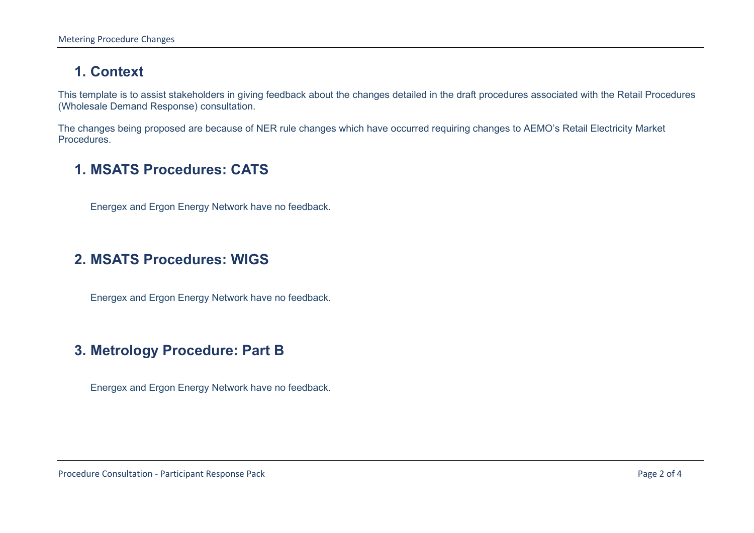# 1. Context

This template is to assist stakeholders in giving feedback about the changes detailed in the draft procedures associated with the Retail Procedures (Wholesale Demand Response) consultation.

The changes being proposed are because of NER rule changes which have occurred requiring changes to AEMO's Retail Electricity Market Procedures.

# 1. MSATS Procedures: CATS

Energex and Ergon Energy Network have no feedback.

# 2. MSATS Procedures: WIGS

Energex and Ergon Energy Network have no feedback.

# 3. Metrology Procedure: Part B

Energex and Ergon Energy Network have no feedback.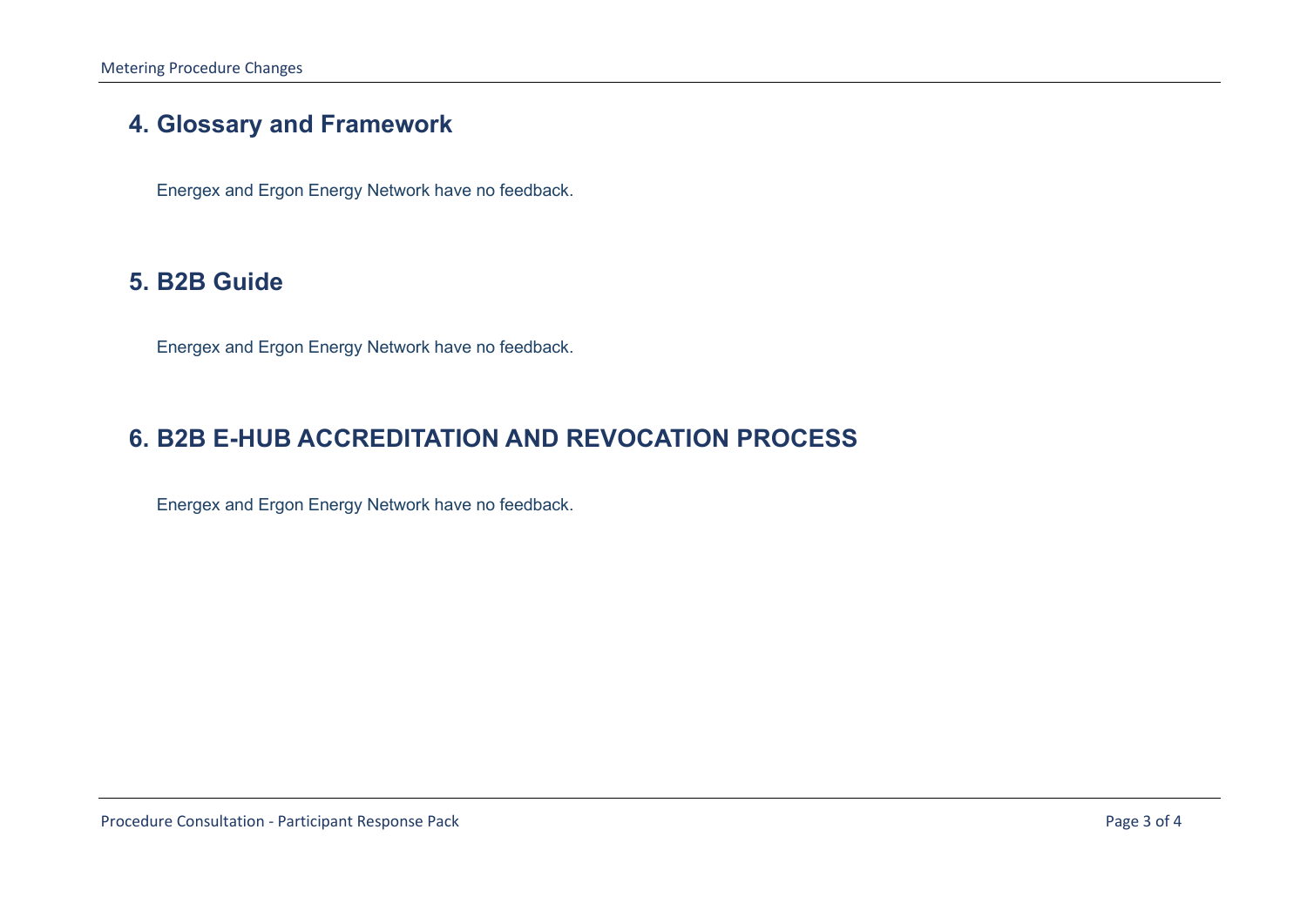## 4. Glossary and Framework

Energex and Ergon Energy Network have no feedback.

## 5. B2B Guide

Energex and Ergon Energy Network have no feedback.

## 6. B2B E-HUB ACCREDITATION AND REVOCATION PROCESS

Energex and Ergon Energy Network have no feedback.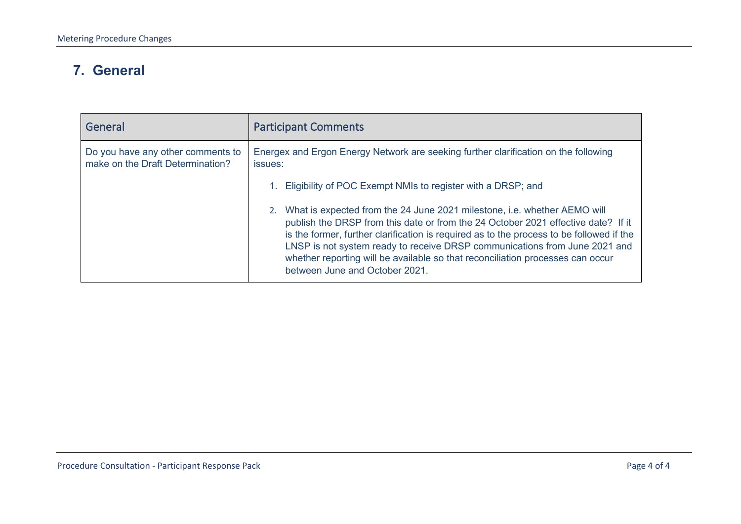## 7. General

| General | Participant Comments |
|---|---|
| Do you have any other comments to make on the Draft Determination? | Energex and Ergon Energy Network are seeking further clarification on the following issues:<br><br>1. Eligibility of POC Exempt NMIs to register with a DRSP; and<br><br>2. What is expected from the 24 June 2021 milestone, i.e. whether AEMO will publish the DRSP from this date or from the 24 October 2021 effective date? If it is the former, further clarification is required as to the process to be followed if the LNSP is not system ready to receive DRSP communications from June 2021 and whether reporting will be available so that reconciliation processes can occur between June and October 2021. |